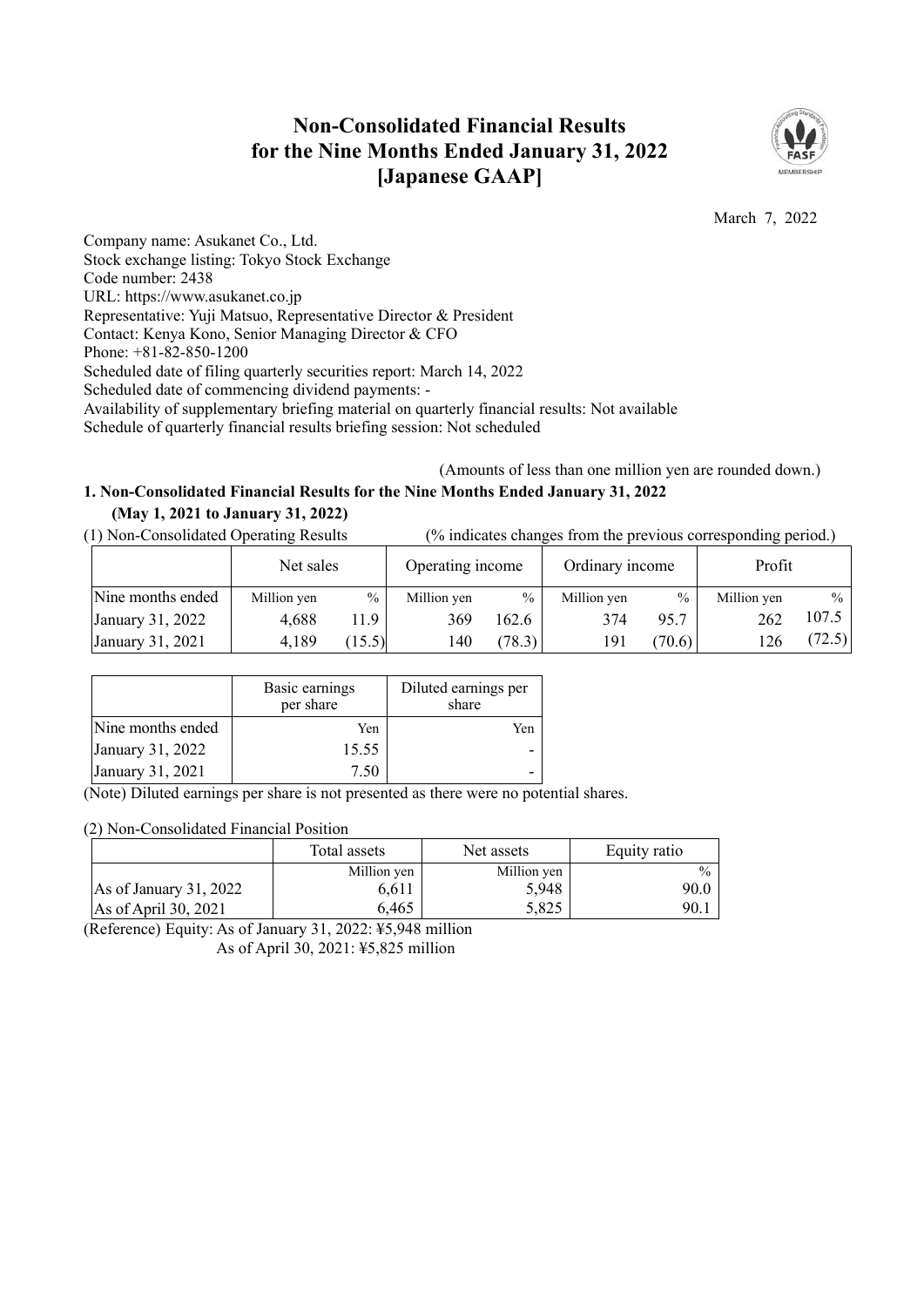# Non-Consolidated Financial Results for the Nine Months Ended January 31, 2022 [Japanese GAAP]

March 7, 2022

Company name: Asukanet Co., Ltd.
Stock exchange listing: Tokyo Stock Exchange
Code number: 2438
URL: https://www.asukanet.co.jp
Representative: Yuji Matsuo, Representative Director & President
Contact: Kenya Kono, Senior Managing Director & CFO
Phone: +81-82-850-1200
Scheduled date of filing quarterly securities report: March 14, 2022
Scheduled date of commencing dividend payments: -
Availability of supplementary briefing material on quarterly financial results: Not available
Schedule of quarterly financial results briefing session: Not scheduled

(Amounts of less than one million yen are rounded down.)

## 1. Non-Consolidated Financial Results for the Nine Months Ended January 31, 2022 (May 1, 2021 to January 31, 2022)

(1) Non-Consolidated Operating Results (% indicates changes from the previous corresponding period.)

| | Net sales | | Operating income | | Ordinary income | | Profit | |
|---|---|---|---|---|---|---|---|---|
| Nine months ended | Million yen | % | Million yen | % | Million yen | % | Million yen | % |
| January 31, 2022 | 4,688 | 11.9 | 369 | 162.6 | 374 | 95.7 | 262 | 107.5 |
| January 31, 2021 | 4,189 | (15.5) | 140 | (78.3) | 191 | (70.6) | 126 | (72.5) |

| | Basic earnings per share | Diluted earnings per share |
|---|---|---|
| Nine months ended | Yen | Yen |
| January 31, 2022 | 15.55 | - |
| January 31, 2021 | 7.50 | - |

(Note) Diluted earnings per share is not presented as there were no potential shares.

(2) Non-Consolidated Financial Position

| | Total assets | Net assets | Equity ratio |
|---|---|---|---|
| | Million yen | Million yen | % |
| As of January 31, 2022 | 6,611 | 5,948 | 90.0 |
| As of April 30, 2021 | 6,465 | 5,825 | 90.1 |

(Reference) Equity: As of January 31, 2022: ¥5,948 million
As of April 30, 2021: ¥5,825 million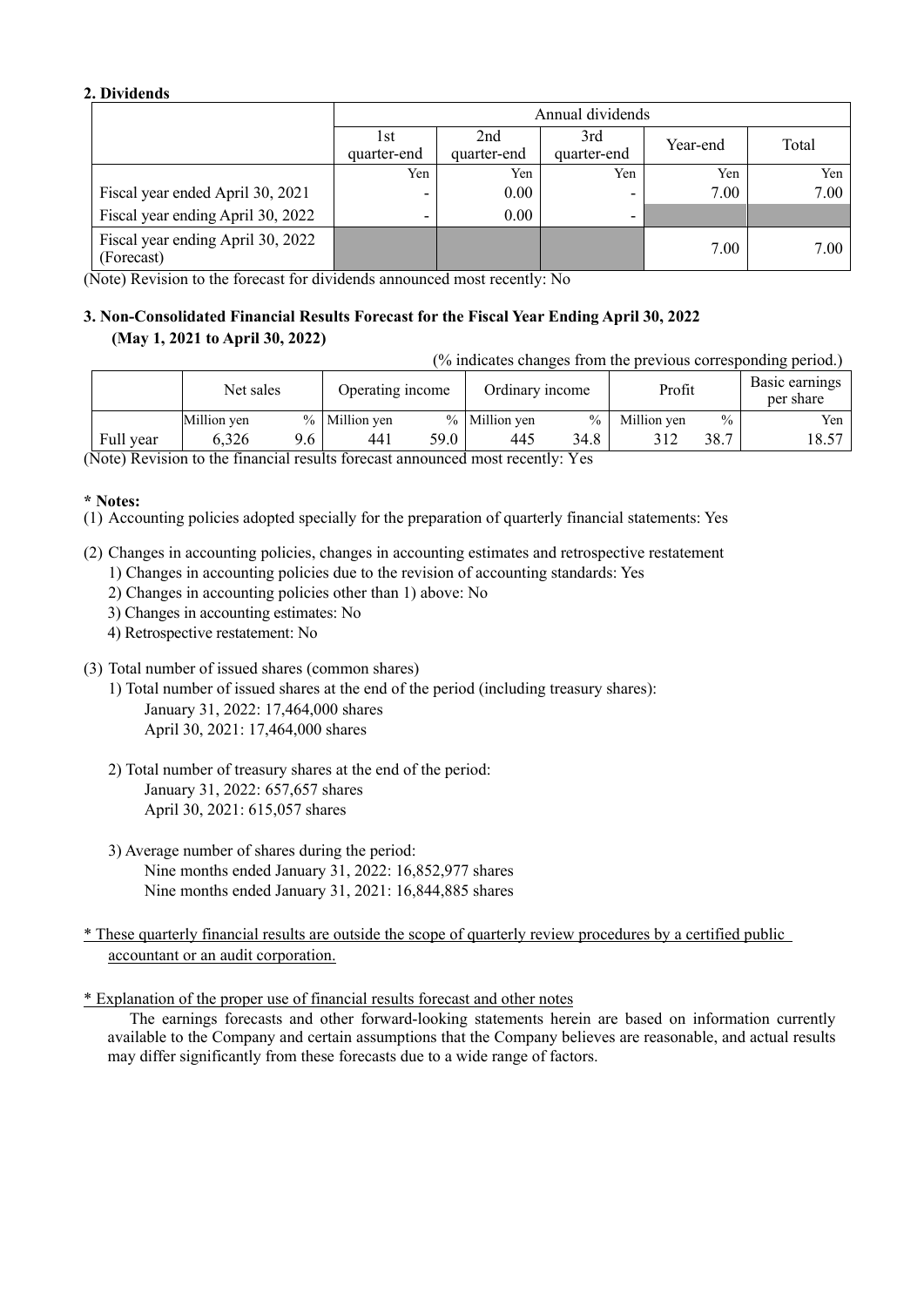**2. Dividends**

| | Annual dividends | | | | |
|---|---|---|---|---|---|
| | 1st quarter-end | 2nd quarter-end | 3rd quarter-end | Year-end | Total |
| | Yen | Yen | Yen | Yen | Yen |
| Fiscal year ended April 30, 2021 | - | 0.00 | - | 7.00 | 7.00 |
| Fiscal year ending April 30, 2022 | - | 0.00 | - | | |
| Fiscal year ending April 30, 2022 (Forecast) | | | | 7.00 | 7.00 |

(Note) Revision to the forecast for dividends announced most recently: No

**3. Non-Consolidated Financial Results Forecast for the Fiscal Year Ending April 30, 2022 (May 1, 2021 to April 30, 2022)**

(% indicates changes from the previous corresponding period.)

| | Net sales | | Operating income | | Ordinary income | | Profit | | Basic earnings per share |
|---|---|---|---|---|---|---|---|---|---|
| | Million yen | % | Million yen | % | Million yen | % | Million yen | % | Yen |
| Full year | 6,326 | 9.6 | 441 | 59.0 | 445 | 34.8 | 312 | 38.7 | 18.57 |

(Note) Revision to the financial results forecast announced most recently: Yes

**\* Notes:**

(1) Accounting policies adopted specially for the preparation of quarterly financial statements: Yes

(2) Changes in accounting policies, changes in accounting estimates and retrospective restatement
  1) Changes in accounting policies due to the revision of accounting standards: Yes
  2) Changes in accounting policies other than 1) above: No
  3) Changes in accounting estimates: No
  4) Retrospective restatement: No

(3) Total number of issued shares (common shares)
  1) Total number of issued shares at the end of the period (including treasury shares):
    January 31, 2022: 17,464,000 shares
    April 30, 2021: 17,464,000 shares

  2) Total number of treasury shares at the end of the period:
    January 31, 2022: 657,657 shares
    April 30, 2021: 615,057 shares

  3) Average number of shares during the period:
    Nine months ended January 31, 2022: 16,852,977 shares
    Nine months ended January 31, 2021: 16,844,885 shares

\* These quarterly financial results are outside the scope of quarterly review procedures by a certified public accountant or an audit corporation.

\* Explanation of the proper use of financial results forecast and other notes

The earnings forecasts and other forward-looking statements herein are based on information currently available to the Company and certain assumptions that the Company believes are reasonable, and actual results may differ significantly from these forecasts due to a wide range of factors.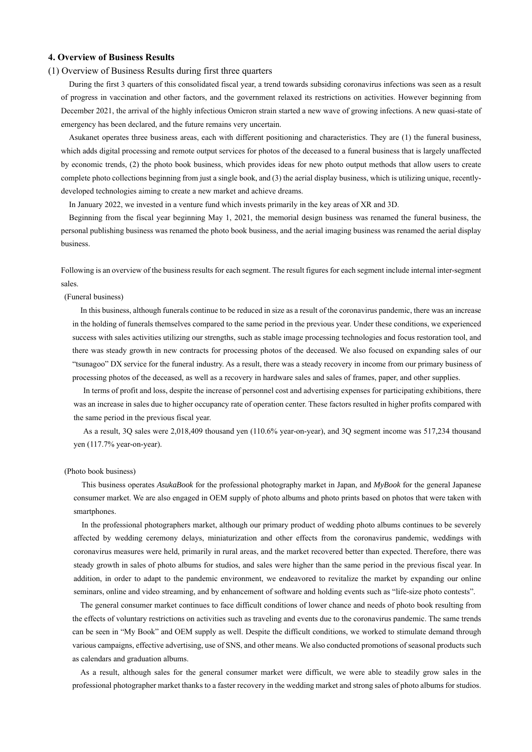### 4. Overview of Business Results

(1) Overview of Business Results during first three quarters

During the first 3 quarters of this consolidated fiscal year, a trend towards subsiding coronavirus infections was seen as a result of progress in vaccination and other factors, and the government relaxed its restrictions on activities. However beginning from December 2021, the arrival of the highly infectious Omicron strain started a new wave of growing infections. A new quasi-state of emergency has been declared, and the future remains very uncertain.

Asukanet operates three business areas, each with different positioning and characteristics. They are (1) the funeral business, which adds digital processing and remote output services for photos of the deceased to a funeral business that is largely unaffected by economic trends, (2) the photo book business, which provides ideas for new photo output methods that allow users to create complete photo collections beginning from just a single book, and (3) the aerial display business, which is utilizing unique, recently-developed technologies aiming to create a new market and achieve dreams.

In January 2022, we invested in a venture fund which invests primarily in the key areas of XR and 3D.

Beginning from the fiscal year beginning May 1, 2021, the memorial design business was renamed the funeral business, the personal publishing business was renamed the photo book business, and the aerial imaging business was renamed the aerial display business.

Following is an overview of the business results for each segment. The result figures for each segment include internal inter-segment sales.

(Funeral business)

In this business, although funerals continue to be reduced in size as a result of the coronavirus pandemic, there was an increase in the holding of funerals themselves compared to the same period in the previous year. Under these conditions, we experienced success with sales activities utilizing our strengths, such as stable image processing technologies and focus restoration tool, and there was steady growth in new contracts for processing photos of the deceased. We also focused on expanding sales of our "tsunagoo" DX service for the funeral industry. As a result, there was a steady recovery in income from our primary business of processing photos of the deceased, as well as a recovery in hardware sales and sales of frames, paper, and other supplies.

In terms of profit and loss, despite the increase of personnel cost and advertising expenses for participating exhibitions, there was an increase in sales due to higher occupancy rate of operation center. These factors resulted in higher profits compared with the same period in the previous fiscal year.

As a result, 3Q sales were 2,018,409 thousand yen (110.6% year-on-year), and 3Q segment income was 517,234 thousand yen (117.7% year-on-year).

(Photo book business)

This business operates *AsukaBook* for the professional photography market in Japan, and *MyBook* for the general Japanese consumer market. We are also engaged in OEM supply of photo albums and photo prints based on photos that were taken with smartphones.

In the professional photographers market, although our primary product of wedding photo albums continues to be severely affected by wedding ceremony delays, miniaturization and other effects from the coronavirus pandemic, weddings with coronavirus measures were held, primarily in rural areas, and the market recovered better than expected. Therefore, there was steady growth in sales of photo albums for studios, and sales were higher than the same period in the previous fiscal year. In addition, in order to adapt to the pandemic environment, we endeavored to revitalize the market by expanding our online seminars, online and video streaming, and by enhancement of software and holding events such as "life-size photo contests".

The general consumer market continues to face difficult conditions of lower chance and needs of photo book resulting from the effects of voluntary restrictions on activities such as traveling and events due to the coronavirus pandemic. The same trends can be seen in "My Book" and OEM supply as well. Despite the difficult conditions, we worked to stimulate demand through various campaigns, effective advertising, use of SNS, and other means. We also conducted promotions of seasonal products such as calendars and graduation albums.

As a result, although sales for the general consumer market were difficult, we were able to steadily grow sales in the professional photographer market thanks to a faster recovery in the wedding market and strong sales of photo albums for studios.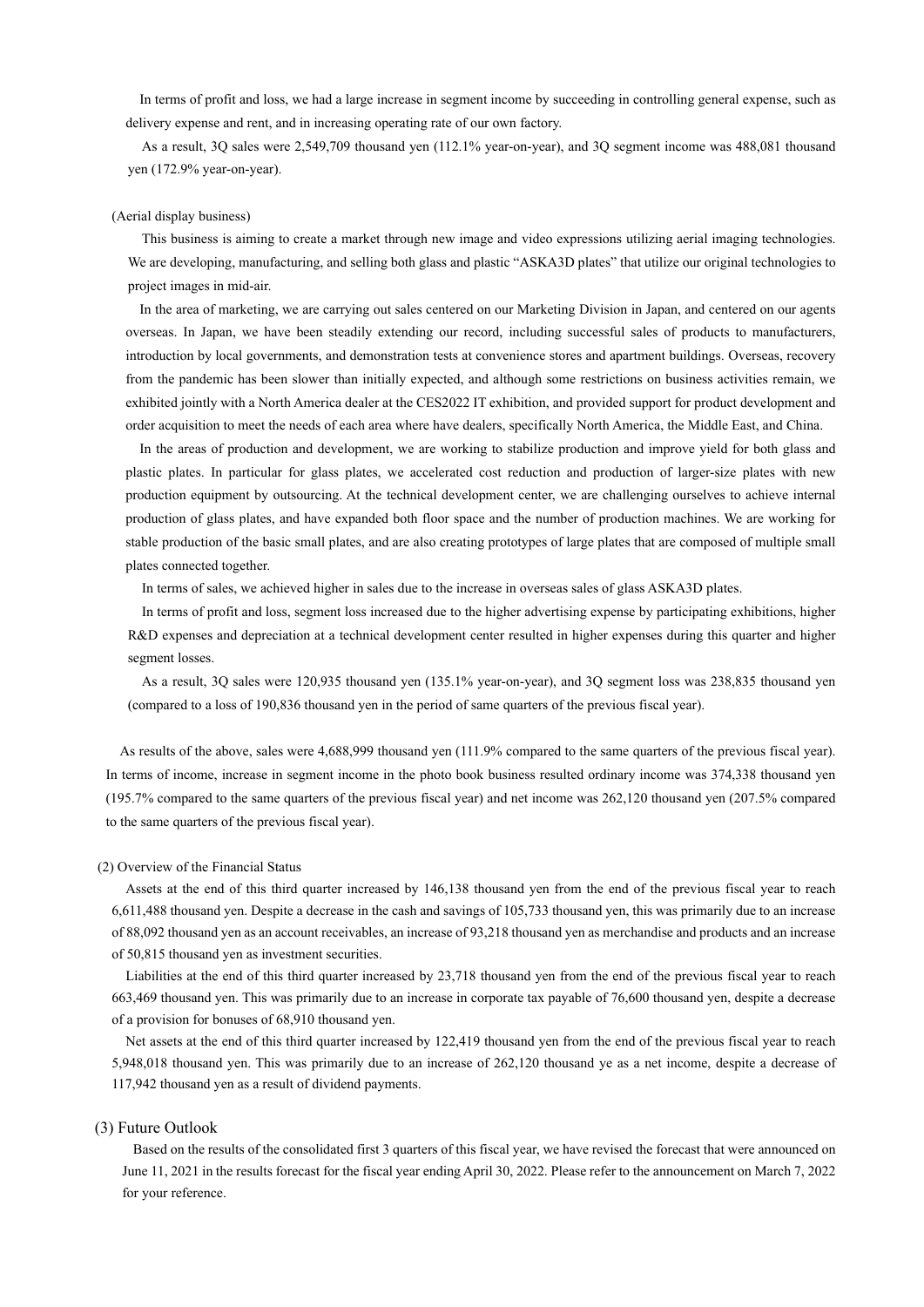In terms of profit and loss, we had a large increase in segment income by succeeding in controlling general expense, such as delivery expense and rent, and in increasing operating rate of our own factory.

As a result, 3Q sales were 2,549,709 thousand yen (112.1% year-on-year), and 3Q segment income was 488,081 thousand yen (172.9% year-on-year).

(Aerial display business)

This business is aiming to create a market through new image and video expressions utilizing aerial imaging technologies. We are developing, manufacturing, and selling both glass and plastic "ASKA3D plates" that utilize our original technologies to project images in mid-air.

In the area of marketing, we are carrying out sales centered on our Marketing Division in Japan, and centered on our agents overseas. In Japan, we have been steadily extending our record, including successful sales of products to manufacturers, introduction by local governments, and demonstration tests at convenience stores and apartment buildings. Overseas, recovery from the pandemic has been slower than initially expected, and although some restrictions on business activities remain, we exhibited jointly with a North America dealer at the CES2022 IT exhibition, and provided support for product development and order acquisition to meet the needs of each area where have dealers, specifically North America, the Middle East, and China.

In the areas of production and development, we are working to stabilize production and improve yield for both glass and plastic plates. In particular for glass plates, we accelerated cost reduction and production of larger-size plates with new production equipment by outsourcing. At the technical development center, we are challenging ourselves to achieve internal production of glass plates, and have expanded both floor space and the number of production machines. We are working for stable production of the basic small plates, and are also creating prototypes of large plates that are composed of multiple small plates connected together.

In terms of sales, we achieved higher in sales due to the increase in overseas sales of glass ASKA3D plates.

In terms of profit and loss, segment loss increased due to the higher advertising expense by participating exhibitions, higher R&D expenses and depreciation at a technical development center resulted in higher expenses during this quarter and higher segment losses.

As a result, 3Q sales were 120,935 thousand yen (135.1% year-on-year), and 3Q segment loss was 238,835 thousand yen (compared to a loss of 190,836 thousand yen in the period of same quarters of the previous fiscal year).

As results of the above, sales were 4,688,999 thousand yen (111.9% compared to the same quarters of the previous fiscal year). In terms of income, increase in segment income in the photo book business resulted ordinary income was 374,338 thousand yen (195.7% compared to the same quarters of the previous fiscal year) and net income was 262,120 thousand yen (207.5% compared to the same quarters of the previous fiscal year).

(2) Overview of the Financial Status

Assets at the end of this third quarter increased by 146,138 thousand yen from the end of the previous fiscal year to reach 6,611,488 thousand yen. Despite a decrease in the cash and savings of 105,733 thousand yen, this was primarily due to an increase of 88,092 thousand yen as an account receivables, an increase of 93,218 thousand yen as merchandise and products and an increase of 50,815 thousand yen as investment securities.

Liabilities at the end of this third quarter increased by 23,718 thousand yen from the end of the previous fiscal year to reach 663,469 thousand yen. This was primarily due to an increase in corporate tax payable of 76,600 thousand yen, despite a decrease of a provision for bonuses of 68,910 thousand yen.

Net assets at the end of this third quarter increased by 122,419 thousand yen from the end of the previous fiscal year to reach 5,948,018 thousand yen. This was primarily due to an increase of 262,120 thousand ye as a net income, despite a decrease of 117,942 thousand yen as a result of dividend payments.

## (3) Future Outlook

Based on the results of the consolidated first 3 quarters of this fiscal year, we have revised the forecast that were announced on June 11, 2021 in the results forecast for the fiscal year ending April 30, 2022. Please refer to the announcement on March 7, 2022 for your reference.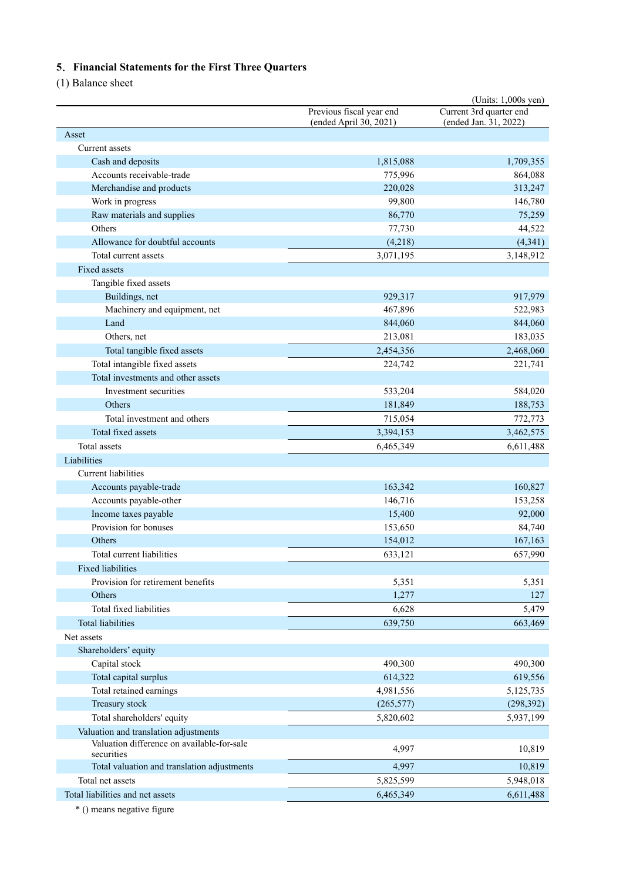## 5. Financial Statements for the First Three Quarters

(1) Balance sheet

(Units: 1,000s yen)

| | Previous fiscal year end (ended April 30, 2021) | Current 3rd quarter end (ended Jan. 31, 2022) |
|---|---|---|
| Asset | | |
| Current assets | | |
| Cash and deposits | 1,815,088 | 1,709,355 |
| Accounts receivable-trade | 775,996 | 864,088 |
| Merchandise and products | 220,028 | 313,247 |
| Work in progress | 99,800 | 146,780 |
| Raw materials and supplies | 86,770 | 75,259 |
| Others | 77,730 | 44,522 |
| Allowance for doubtful accounts | (4,218) | (4,341) |
| Total current assets | 3,071,195 | 3,148,912 |
| Fixed assets | | |
| Tangible fixed assets | | |
| Buildings, net | 929,317 | 917,979 |
| Machinery and equipment, net | 467,896 | 522,983 |
| Land | 844,060 | 844,060 |
| Others, net | 213,081 | 183,035 |
| Total tangible fixed assets | 2,454,356 | 2,468,060 |
| Total intangible fixed assets | 224,742 | 221,741 |
| Total investments and other assets | | |
| Investment securities | 533,204 | 584,020 |
| Others | 181,849 | 188,753 |
| Total investment and others | 715,054 | 772,773 |
| Total fixed assets | 3,394,153 | 3,462,575 |
| Total assets | 6,465,349 | 6,611,488 |
| Liabilities | | |
| Current liabilities | | |
| Accounts payable-trade | 163,342 | 160,827 |
| Accounts payable-other | 146,716 | 153,258 |
| Income taxes payable | 15,400 | 92,000 |
| Provision for bonuses | 153,650 | 84,740 |
| Others | 154,012 | 167,163 |
| Total current liabilities | 633,121 | 657,990 |
| Fixed liabilities | | |
| Provision for retirement benefits | 5,351 | 5,351 |
| Others | 1,277 | 127 |
| Total fixed liabilities | 6,628 | 5,479 |
| Total liabilities | 639,750 | 663,469 |
| Net assets | | |
| Shareholders' equity | | |
| Capital stock | 490,300 | 490,300 |
| Total capital surplus | 614,322 | 619,556 |
| Total retained earnings | 4,981,556 | 5,125,735 |
| Treasury stock | (265,577) | (298,392) |
| Total shareholders' equity | 5,820,602 | 5,937,199 |
| Valuation and translation adjustments | | |
| Valuation difference on available-for-sale securities | 4,997 | 10,819 |
| Total valuation and translation adjustments | 4,997 | 10,819 |
| Total net assets | 5,825,599 | 5,948,018 |
| Total liabilities and net assets | 6,465,349 | 6,611,488 |

* () means negative figure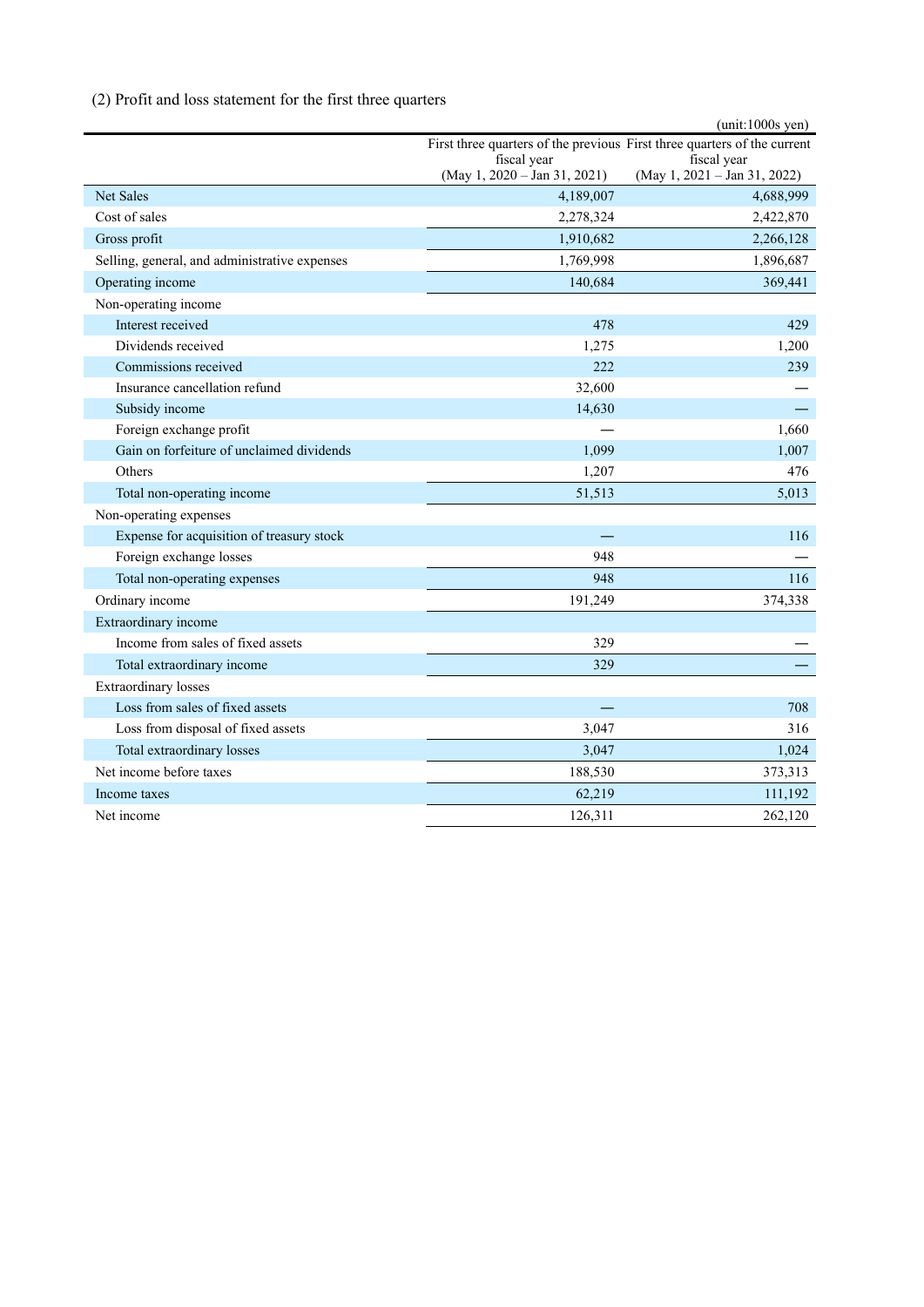(2) Profit and loss statement for the first three quarters

(unit:1000s yen)

| | First three quarters of the previous fiscal year (May 1, 2020 – Jan 31, 2021) | First three quarters of the current fiscal year (May 1, 2021 – Jan 31, 2022) |
|---|---|---|
| Net Sales | 4,189,007 | 4,688,999 |
| Cost of sales | 2,278,324 | 2,422,870 |
| Gross profit | 1,910,682 | 2,266,128 |
| Selling, general, and administrative expenses | 1,769,998 | 1,896,687 |
| Operating income | 140,684 | 369,441 |
| Non-operating income | | |
| Interest received | 478 | 429 |
| Dividends received | 1,275 | 1,200 |
| Commissions received | 222 | 239 |
| Insurance cancellation refund | 32,600 | — |
| Subsidy income | 14,630 | — |
| Foreign exchange profit | — | 1,660 |
| Gain on forfeiture of unclaimed dividends | 1,099 | 1,007 |
| Others | 1,207 | 476 |
| Total non-operating income | 51,513 | 5,013 |
| Non-operating expenses | | |
| Expense for acquisition of treasury stock | — | 116 |
| Foreign exchange losses | 948 | — |
| Total non-operating expenses | 948 | 116 |
| Ordinary income | 191,249 | 374,338 |
| Extraordinary income | | |
| Income from sales of fixed assets | 329 | — |
| Total extraordinary income | 329 | — |
| Extraordinary losses | | |
| Loss from sales of fixed assets | — | 708 |
| Loss from disposal of fixed assets | 3,047 | 316 |
| Total extraordinary losses | 3,047 | 1,024 |
| Net income before taxes | 188,530 | 373,313 |
| Income taxes | 62,219 | 111,192 |
| Net income | 126,311 | 262,120 |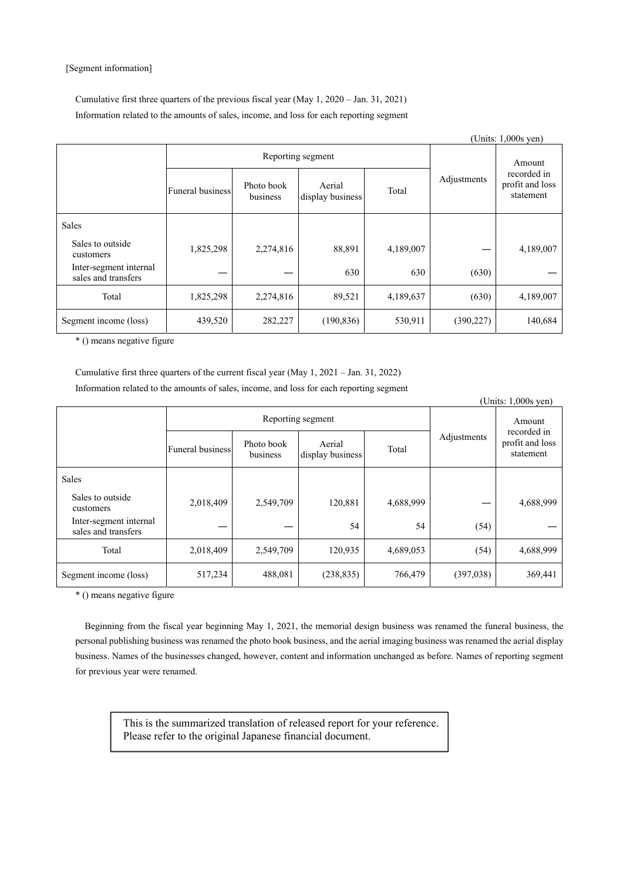[Segment information]

Cumulative first three quarters of the previous fiscal year (May 1, 2020 – Jan. 31, 2021)

Information related to the amounts of sales, income, and loss for each reporting segment

(Units: 1,000s yen)

| | Reporting segment | | | | Adjustments | Amount recorded in profit and loss statement |
|---|---|---|---|---|---|---|
| | Funeral business | Photo book business | Aerial display business | Total | | |
| Sales | | | | | | |
| Sales to outside customers | 1,825,298 | 2,274,816 | 88,891 | 4,189,007 | — | 4,189,007 |
| Inter-segment internal sales and transfers | — | — | 630 | 630 | (630) | — |
| Total | 1,825,298 | 2,274,816 | 89,521 | 4,189,637 | (630) | 4,189,007 |
| Segment income (loss) | 439,520 | 282,227 | (190,836) | 530,911 | (390,227) | 140,684 |

* () means negative figure

Cumulative first three quarters of the current fiscal year (May 1, 2021 – Jan. 31, 2022)

Information related to the amounts of sales, income, and loss for each reporting segment

(Units: 1,000s yen)

| | Reporting segment | | | | Adjustments | Amount recorded in profit and loss statement |
|---|---|---|---|---|---|---|
| | Funeral business | Photo book business | Aerial display business | Total | | |
| Sales | | | | | | |
| Sales to outside customers | 2,018,409 | 2,549,709 | 120,881 | 4,688,999 | — | 4,688,999 |
| Inter-segment internal sales and transfers | — | — | 54 | 54 | (54) | — |
| Total | 2,018,409 | 2,549,709 | 120,935 | 4,689,053 | (54) | 4,688,999 |
| Segment income (loss) | 517,234 | 488,081 | (238,835) | 766,479 | (397,038) | 369,441 |

* () means negative figure

Beginning from the fiscal year beginning May 1, 2021, the memorial design business was renamed the funeral business, the personal publishing business was renamed the photo book business, and the aerial imaging business was renamed the aerial display business. Names of the businesses changed, however, content and information unchanged as before. Names of reporting segment for previous year were renamed.

This is the summarized translation of released report for your reference.
Please refer to the original Japanese financial document.